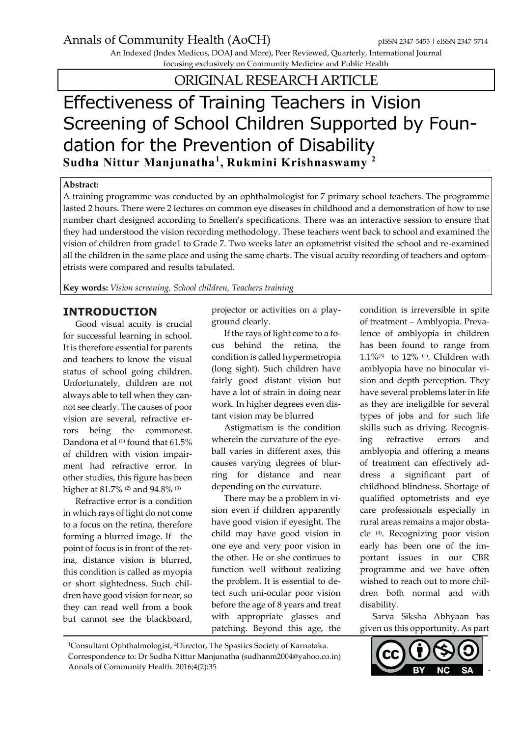ORIGINAL RESEARCH ARTICLE

# Effectiveness of Training Teachers in Vision Screening of School Children Supported by Foundation for the Prevention of Disability

**Sudha Nittur Manjunatha[1], Rukmini Krishnaswamy [2]**

**Abstract:**

A training programme was conducted by an ophthalmologist for 7 primary school teachers. The programme lasted 2 hours. There were 2 lectures on common eye diseases in childhood and a demonstration of how to use number chart designed according to Snellen's specifications. There was an interactive session to ensure that they had understood the vision recording methodology. These teachers went back to school and examined the vision of children from grade1 to Grade 7. Two weeks later an optometrist visited the school and re-examined all the children in the same place and using the same charts. The visual acuity recording of teachers and optometrists were compared and results tabulated.

**Key words:** *Vision screening, School children, Teachers training*

## INTRODUCTION

Good visual acuity is crucial for successful learning in school. It is therefore essential for parents and teachers to know the visual status of school going children. Unfortunately, children are not always able to tell when they cannot see clearly. The causes of poor vision are several, refractive errors being the commonest. Dandona et al [1] found that 61.5% of children with vision impairment had refractive error. In other studies, this figure has been higher at 81.7% [2] and 94.8% [3]

Refractive error is a condition in which rays of light do not come to a focus on the retina, therefore forming a blurred image. If the point of focus is in front of the retina, distance vision is blurred, this condition is called as myopia or short sightedness. Such children have good vision for near, so they can read well from a book but cannot see the blackboard, projector or activities on a playground clearly.

If the rays of light come to a focus behind the retina, the condition is called hypermetropia (long sight). Such children have fairly good distant vision but have a lot of strain in doing near work. In higher degrees even distant vision may be blurred

Astigmatism is the condition wherein the curvature of the eyeball varies in different axes, this causes varying degrees of blurring for distance and near depending on the curvature.

There may be a problem in vision even if children apparently have good vision if eyesight. The child may have good vision in one eye and very poor vision in the other. He or she continues to function well without realizing the problem. It is essential to detect such uni-ocular poor vision before the age of 8 years and treat with appropriate glasses and patching. Beyond this age, the condition is irreversible in spite of treatment – Amblyopia. Prevalence of amblyopia in children has been found to range from 1.1%[3] to 12% [1]. Children with amblyopia have no binocular vision and depth perception. They have several problems later in life as they are ineligilble for several types of jobs and for such life skills such as driving. Recognising refractive errors and amblyopia and offering a means of treatment can effectively address a significant part of childhood blindness. Shortage of qualified optometrists and eye care professionals especially in rural areas remains a major obstacle [4]. Recognizing poor vision early has been one of the important issues in our CBR programme and we have often wished to reach out to more children both normal and with disability.

Sarva Siksha Abhyaan has given us this opportunity. As part

[1]Consultant Ophthalmologist, [2]Director, The Spastics Society of Karnataka.
Correspondence to: Dr Sudha Nittur Manjunatha (sudhanm2004@yahoo.co.in)
Annals of Community Health. 2016;4(2):35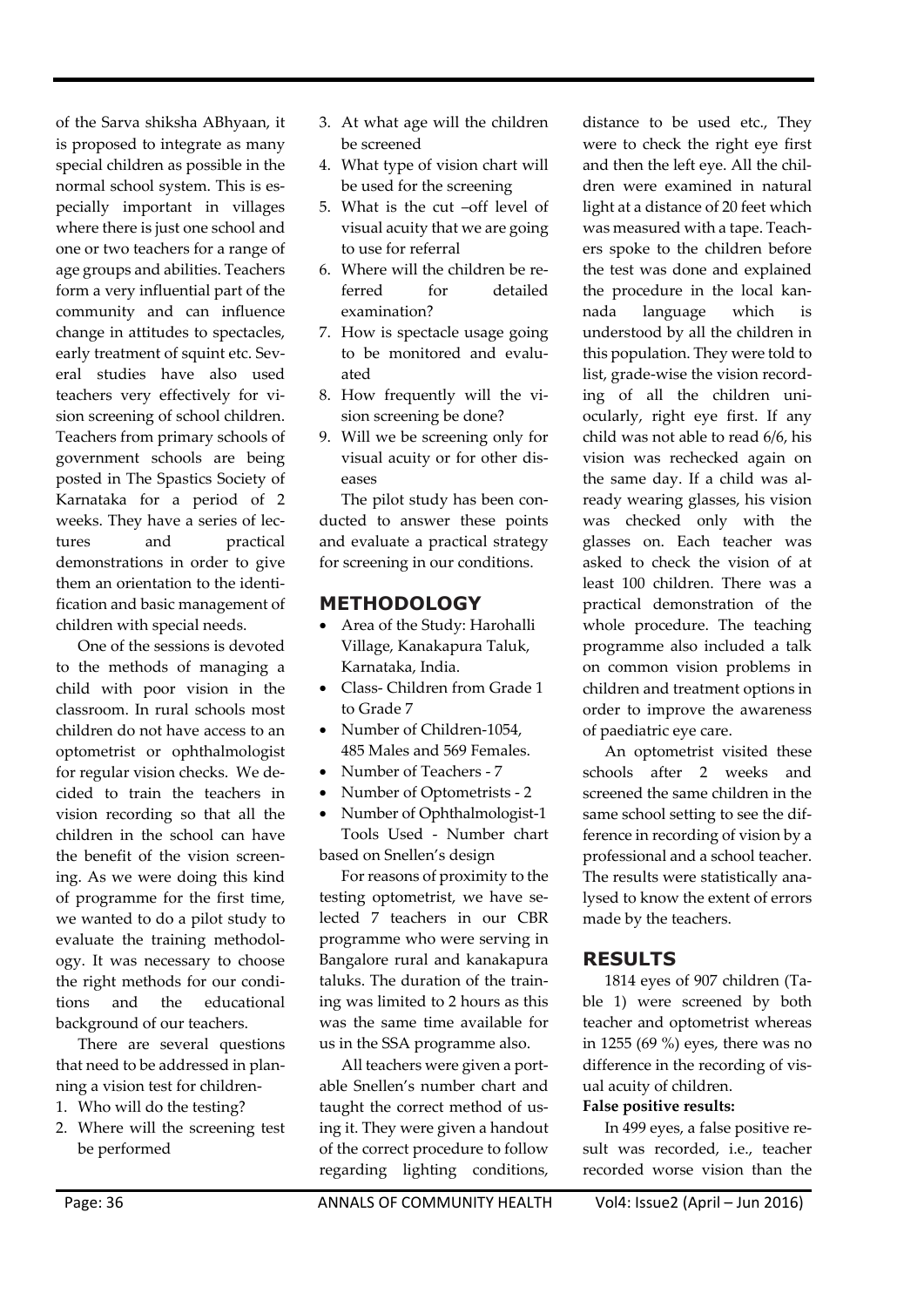of the Sarva shiksha ABhyaan, it is proposed to integrate as many special children as possible in the normal school system. This is especially important in villages where there is just one school and one or two teachers for a range of age groups and abilities. Teachers form a very influential part of the community and can influence change in attitudes to spectacles, early treatment of squint etc. Several studies have also used teachers very effectively for vision screening of school children. Teachers from primary schools of government schools are being posted in The Spastics Society of Karnataka for a period of 2 weeks. They have a series of lectures and practical demonstrations in order to give them an orientation to the identification and basic management of children with special needs.

One of the sessions is devoted to the methods of managing a child with poor vision in the classroom. In rural schools most children do not have access to an optometrist or ophthalmologist for regular vision checks. We decided to train the teachers in vision recording so that all the children in the school can have the benefit of the vision screening. As we were doing this kind of programme for the first time, we wanted to do a pilot study to evaluate the training methodology. It was necessary to choose the right methods for our conditions and the educational background of our teachers.

There are several questions that need to be addressed in planning a vision test for children-

1. Who will do the testing?
2. Where will the screening test be performed
3. At what age will the children be screened
4. What type of vision chart will be used for the screening
5. What is the cut –off level of visual acuity that we are going to use for referral
6. Where will the children be referred for detailed examination?
7. How is spectacle usage going to be monitored and evaluated
8. How frequently will the vision screening be done?
9. Will we be screening only for visual acuity or for other diseases

The pilot study has been conducted to answer these points and evaluate a practical strategy for screening in our conditions.

## METHODOLOGY

- Area of the Study: Harohalli Village, Kanakapura Taluk, Karnataka, India.
- Class- Children from Grade 1 to Grade 7
- Number of Children-1054, 485 Males and 569 Females.
- Number of Teachers - 7
- Number of Optometrists - 2
- Number of Ophthalmologist-1

Tools Used - Number chart based on Snellen's design

For reasons of proximity to the testing optometrist, we have selected 7 teachers in our CBR programme who were serving in Bangalore rural and kanakapura taluks. The duration of the training was limited to 2 hours as this was the same time available for us in the SSA programme also.

All teachers were given a portable Snellen's number chart and taught the correct method of using it. They were given a handout of the correct procedure to follow regarding lighting conditions, distance to be used etc., They were to check the right eye first and then the left eye. All the children were examined in natural light at a distance of 20 feet which was measured with a tape. Teachers spoke to the children before the test was done and explained the procedure in the local kannada language which is understood by all the children in this population. They were told to list, grade-wise the vision recording of all the children uniocularly, right eye first. If any child was not able to read 6/6, his vision was rechecked again on the same day. If a child was already wearing glasses, his vision was checked only with the glasses on. Each teacher was asked to check the vision of at least 100 children. There was a practical demonstration of the whole procedure. The teaching programme also included a talk on common vision problems in children and treatment options in order to improve the awareness of paediatric eye care.

An optometrist visited these schools after 2 weeks and screened the same children in the same school setting to see the difference in recording of vision by a professional and a school teacher. The results were statistically analysed to know the extent of errors made by the teachers.

## RESULTS

1814 eyes of 907 children (Table 1) were screened by both teacher and optometrist whereas in 1255 (69 %) eyes, there was no difference in the recording of visual acuity of children.

**False positive results:**

In 499 eyes, a false positive result was recorded, i.e., teacher recorded worse vision than the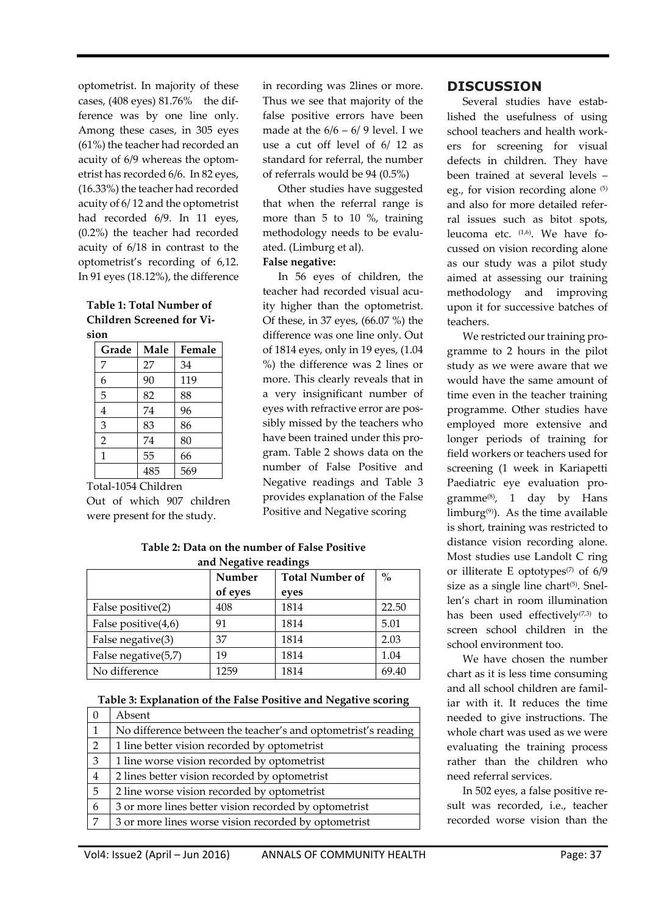optometrist. In majority of these cases, (408 eyes) 81.76% the difference was by one line only. Among these cases, in 305 eyes (61%) the teacher had recorded an acuity of 6/9 whereas the optometrist has recorded 6/6. In 82 eyes, (16.33%) the teacher had recorded acuity of 6/ 12 and the optometrist had recorded 6/9. In 11 eyes, (0.2%) the teacher had recorded acuity of 6/18 in contrast to the optometrist's recording of 6,12. In 91 eyes (18.12%), the difference

**Table 1: Total Number of Children Screened for Vision**

| Grade | Male | Female |
|---|---|---|
| 7 | 27 | 34 |
| 6 | 90 | 119 |
| 5 | 82 | 88 |
| 4 | 74 | 96 |
| 3 | 83 | 86 |
| 2 | 74 | 80 |
| 1 | 55 | 66 |
| | 485 | 569 |

Total-1054 Children

Out of which 907 children were present for the study.

in recording was 2lines or more. Thus we see that majority of the false positive errors have been made at the 6/6 – 6/ 9 level. I we use a cut off level of 6/ 12 as standard for referral, the number of referrals would be 94 (0.5%)

Other studies have suggested that when the referral range is more than 5 to 10 %, training methodology needs to be evaluated. (Limburg et al).

**False negative:**

In 56 eyes of children, the teacher had recorded visual acuity higher than the optometrist. Of these, in 37 eyes, (66.07 %) the difference was one line only. Out of 1814 eyes, only in 19 eyes, (1.04 %) the difference was 2 lines or more. This clearly reveals that in a very insignificant number of eyes with refractive error are possibly missed by the teachers who have been trained under this program. Table 2 shows data on the number of False Positive and Negative readings and Table 3 provides explanation of the False Positive and Negative scoring

**Table 2: Data on the number of False Positive and Negative readings**

| | Number of eyes | Total Number of eyes | % |
|---|---|---|---|
| False positive(2) | 408 | 1814 | 22.50 |
| False positive(4,6) | 91 | 1814 | 5.01 |
| False negative(3) | 37 | 1814 | 2.03 |
| False negative(5,7) | 19 | 1814 | 1.04 |
| No difference | 1259 | 1814 | 69.40 |

**Table 3: Explanation of the False Positive and Negative scoring**

| | |
|---|---|
| 0 | Absent |
| 1 | No difference between the teacher's and optometrist's reading |
| 2 | 1 line better vision recorded by optometrist |
| 3 | 1 line worse vision recorded by optometrist |
| 4 | 2 lines better vision recorded by optometrist |
| 5 | 2 line worse vision recorded by optometrist |
| 6 | 3 or more lines better vision recorded by optometrist |
| 7 | 3 or more lines worse vision recorded by optometrist |

## DISCUSSION

Several studies have established the usefulness of using school teachers and health workers for screening for visual defects in children. They have been trained at several levels – eg., for vision recording alone [5] and also for more detailed referral issues such as bitot spots, leucoma etc. [1,6]. We have focussed on vision recording alone as our study was a pilot study aimed at assessing our training methodology and improving upon it for successive batches of teachers.

We restricted our training programme to 2 hours in the pilot study as we were aware that we would have the same amount of time even in the teacher training programme. Other studies have employed more extensive and longer periods of training for field workers or teachers used for screening (1 week in Kariapetti Paediatric eye evaluation programme[8], 1 day by Hans limburg[9]). As the time available is short, training was restricted to distance vision recording alone. Most studies use Landolt C ring or illiterate E optotypes[7] of 6/9 size as a single line chart[5]. Snellen's chart in room illumination has been used effectively[7,3] to screen school children in the school environment too.

We have chosen the number chart as it is less time consuming and all school children are familiar with it. It reduces the time needed to give instructions. The whole chart was used as we were evaluating the training process rather than the children who need referral services.

In 502 eyes, a false positive result was recorded, i.e., teacher recorded worse vision than the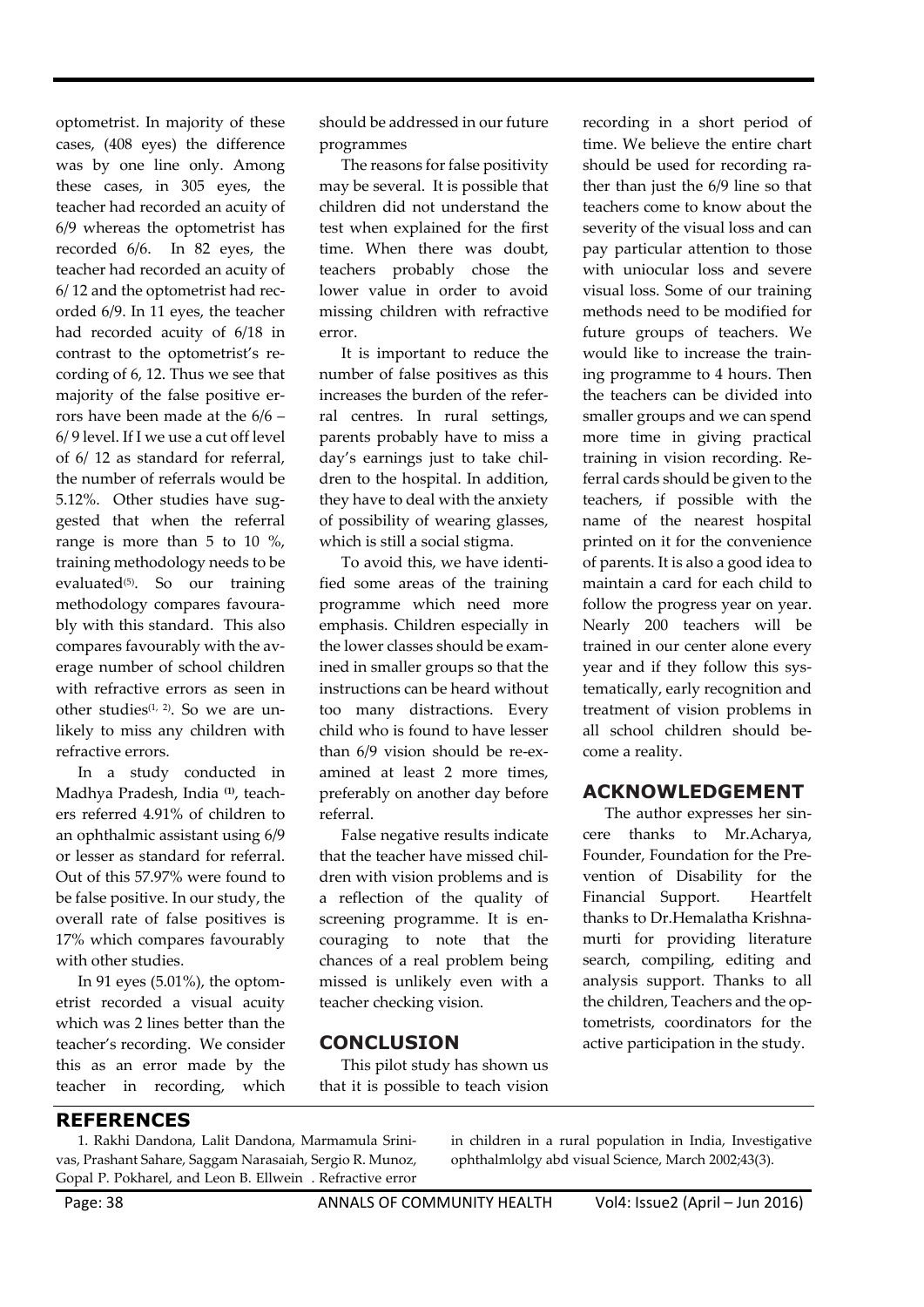optometrist. In majority of these cases, (408 eyes) the difference was by one line only. Among these cases, in 305 eyes, the teacher had recorded an acuity of 6/9 whereas the optometrist has recorded 6/6. In 82 eyes, the teacher had recorded an acuity of 6/ 12 and the optometrist had recorded 6/9. In 11 eyes, the teacher had recorded acuity of 6/18 in contrast to the optometrist's recording of 6, 12. Thus we see that majority of the false positive errors have been made at the 6/6 – 6/ 9 level. If I we use a cut off level of 6/ 12 as standard for referral, the number of referrals would be 5.12%. Other studies have suggested that when the referral range is more than 5 to 10 %, training methodology needs to be evaluated[5]. So our training methodology compares favourably with this standard. This also compares favourably with the average number of school children with refractive errors as seen in other studies[1, 2]. So we are unlikely to miss any children with refractive errors.

In a study conducted in Madhya Pradesh, India [1], teachers referred 4.91% of children to an ophthalmic assistant using 6/9 or lesser as standard for referral. Out of this 57.97% were found to be false positive. In our study, the overall rate of false positives is 17% which compares favourably with other studies.

In 91 eyes (5.01%), the optometrist recorded a visual acuity which was 2 lines better than the teacher's recording. We consider this as an error made by the teacher in recording, which should be addressed in our future programmes

The reasons for false positivity may be several. It is possible that children did not understand the test when explained for the first time. When there was doubt, teachers probably chose the lower value in order to avoid missing children with refractive error.

It is important to reduce the number of false positives as this increases the burden of the referral centres. In rural settings, parents probably have to miss a day's earnings just to take children to the hospital. In addition, they have to deal with the anxiety of possibility of wearing glasses, which is still a social stigma.

To avoid this, we have identified some areas of the training programme which need more emphasis. Children especially in the lower classes should be examined in smaller groups so that the instructions can be heard without too many distractions. Every child who is found to have lesser than 6/9 vision should be re-examined at least 2 more times, preferably on another day before referral.

False negative results indicate that the teacher have missed children with vision problems and is a reflection of the quality of screening programme. It is encouraging to note that the chances of a real problem being missed is unlikely even with a teacher checking vision.

## CONCLUSION

This pilot study has shown us that it is possible to teach vision recording in a short period of time. We believe the entire chart should be used for recording rather than just the 6/9 line so that teachers come to know about the severity of the visual loss and can pay particular attention to those with uniocular loss and severe visual loss. Some of our training methods need to be modified for future groups of teachers. We would like to increase the training programme to 4 hours. Then the teachers can be divided into smaller groups and we can spend more time in giving practical training in vision recording. Referral cards should be given to the teachers, if possible with the name of the nearest hospital printed on it for the convenience of parents. It is also a good idea to maintain a card for each child to follow the progress year on year. Nearly 200 teachers will be trained in our center alone every year and if they follow this systematically, early recognition and treatment of vision problems in all school children should become a reality.

## ACKNOWLEDGEMENT

The author expresses her sincere thanks to Mr.Acharya, Founder, Foundation for the Prevention of Disability for the Financial Support. Heartfelt thanks to Dr.Hemalatha Krishnamurti for providing literature search, compiling, editing and analysis support. Thanks to all the children, Teachers and the optometrists, coordinators for the active participation in the study.

## REFERENCES

1. Rakhi Dandona, Lalit Dandona, Marmamula Srinivas, Prashant Sahare, Saggam Narasaiah, Sergio R. Munoz, Gopal P. Pokharel, and Leon B. Ellwein . Refractive error in children in a rural population in India, Investigative ophthalmlolgy abd visual Science, March 2002;43(3).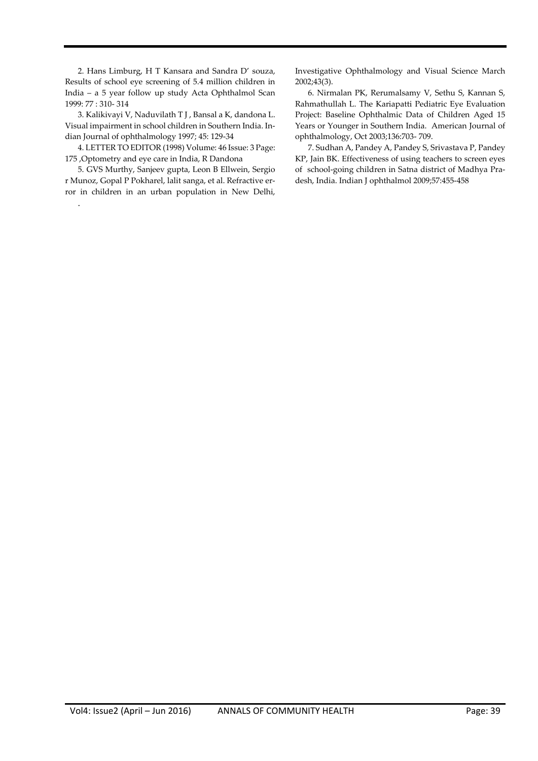2. Hans Limburg, H T Kansara and Sandra D' souza, Results of school eye screening of 5.4 million children in India – a 5 year follow up study Acta Ophthalmol Scan 1999: 77 : 310- 314

3. Kalikivayi V, Naduvilath T J , Bansal a K, dandona L. Visual impairment in school children in Southern India. Indian Journal of ophthalmology 1997; 45: 129-34

4. LETTER TO EDITOR (1998) Volume: 46 Issue: 3 Page: 175 ,Optometry and eye care in India, R Dandona

5. GVS Murthy, Sanjeev gupta, Leon B Ellwein, Sergio r Munoz, Gopal P Pokharel, lalit sanga, et al. Refractive error in children in an urban population in New Delhi, Investigative Ophthalmology and Visual Science March 2002;43(3).

6. Nirmalan PK, Rerumalsamy V, Sethu S, Kannan S, Rahmathullah L. The Kariapatti Pediatric Eye Evaluation Project: Baseline Ophthalmic Data of Children Aged 15 Years or Younger in Southern India. American Journal of ophthalmology, Oct 2003;136:703- 709.

7. Sudhan A, Pandey A, Pandey S, Srivastava P, Pandey KP, Jain BK. Effectiveness of using teachers to screen eyes of school-going children in Satna district of Madhya Pradesh, India. Indian J ophthalmol 2009;57:455-458